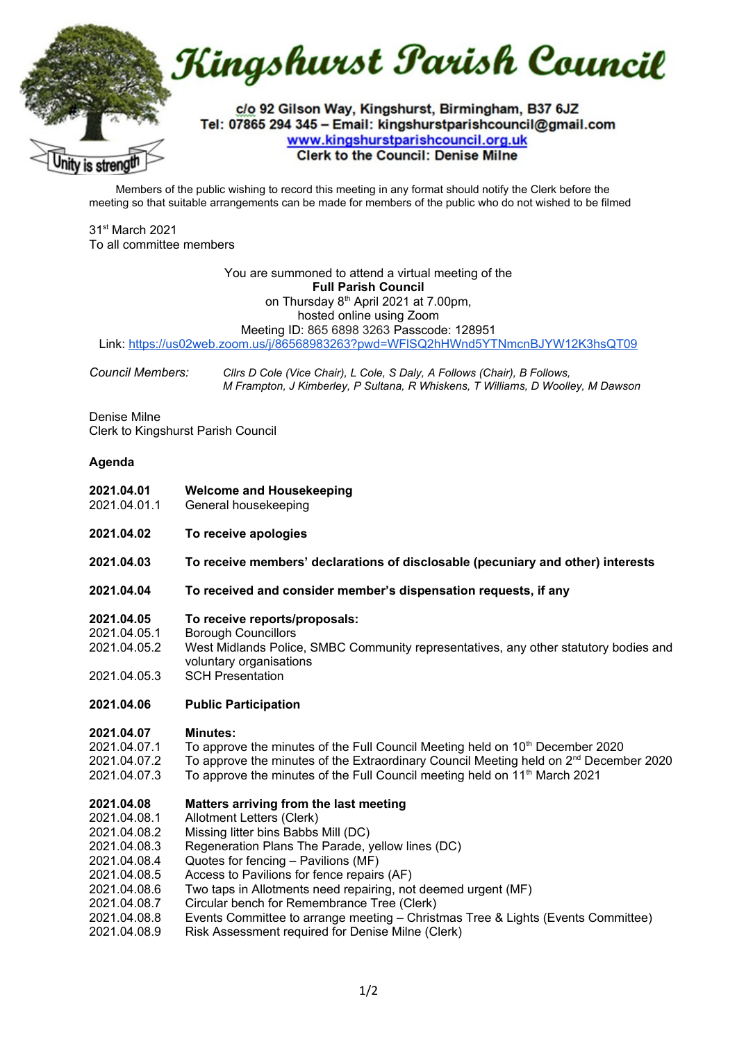# Kingshurst Parish Council

c/o 92 Gilson Way, Kingshurst, Birmingham, B37 6JZ
Tel: 07865 294 345 – Email: kingshurstparishcouncil@gmail.com
www.kingshurstparishcouncil.org.uk
Clerk to the Council: Denise Milne

Unity is strength

Members of the public wishing to record this meeting in any format should notify the Clerk before the meeting so that suitable arrangements can be made for members of the public who do not wished to be filmed

31st March 2021
To all committee members

You are summoned to attend a virtual meeting of the
**Full Parish Council**
on Thursday 8th April 2021 at 7.00pm,
hosted online using Zoom
Meeting ID: 865 6898 3263 Passcode: 128951
Link: https://us02web.zoom.us/j/86568983263?pwd=WFlSQ2hHWnd5YTNmcnBJYW12K3hsQT09

*Council Members:* *Cllrs D Cole (Vice Chair), L Cole, S Daly, A Follows (Chair), B Follows, M Frampton, J Kimberley, P Sultana, R Whiskens, T Williams, D Woolley, M Dawson*

Denise Milne
Clerk to Kingshurst Parish Council

**Agenda**

**2021.04.01** **Welcome and Housekeeping**
2021.04.01.1 General housekeeping

**2021.04.02** **To receive apologies**

**2021.04.03** **To receive members' declarations of disclosable (pecuniary and other) interests**

**2021.04.04** **To received and consider member's dispensation requests, if any**

**2021.04.05** **To receive reports/proposals:**
2021.04.05.1 Borough Councillors
2021.04.05.2 West Midlands Police, SMBC Community representatives, any other statutory bodies and voluntary organisations
2021.04.05.3 SCH Presentation

**2021.04.06** **Public Participation**

**2021.04.07** **Minutes:**
2021.04.07.1 To approve the minutes of the Full Council Meeting held on 10th December 2020
2021.04.07.2 To approve the minutes of the Extraordinary Council Meeting held on 2nd December 2020
2021.04.07.3 To approve the minutes of the Full Council meeting held on 11th March 2021

**2021.04.08** **Matters arriving from the last meeting**
2021.04.08.1 Allotment Letters (Clerk)
2021.04.08.2 Missing litter bins Babbs Mill (DC)
2021.04.08.3 Regeneration Plans The Parade, yellow lines (DC)
2021.04.08.4 Quotes for fencing – Pavilions (MF)
2021.04.08.5 Access to Pavilions for fence repairs (AF)
2021.04.08.6 Two taps in Allotments need repairing, not deemed urgent (MF)
2021.04.08.7 Circular bench for Remembrance Tree (Clerk)
2021.04.08.8 Events Committee to arrange meeting – Christmas Tree & Lights (Events Committee)
2021.04.08.9 Risk Assessment required for Denise Milne (Clerk)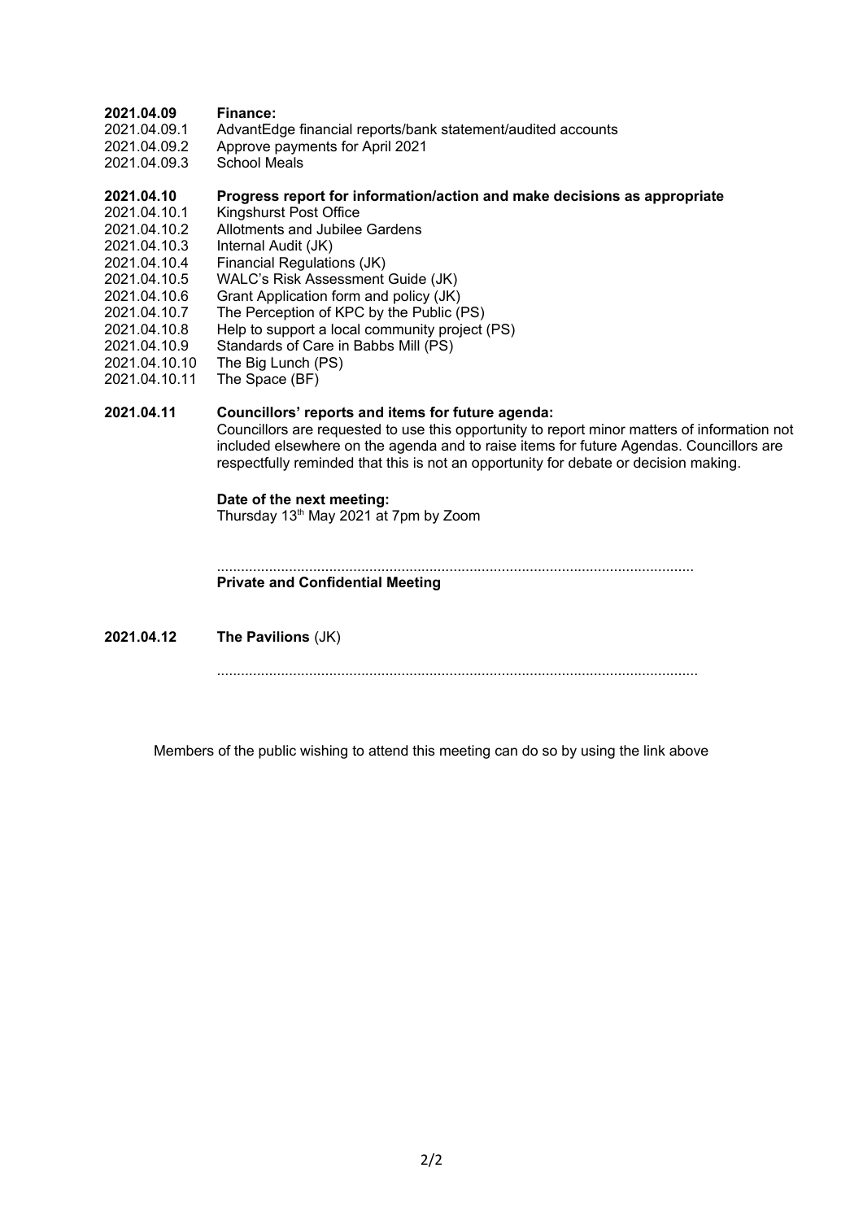**2021.04.09 Finance:**

2021.04.09.1 AdvantEdge financial reports/bank statement/audited accounts
2021.04.09.2 Approve payments for April 2021
2021.04.09.3 School Meals

**2021.04.10 Progress report for information/action and make decisions as appropriate**

2021.04.10.1 Kingshurst Post Office
2021.04.10.2 Allotments and Jubilee Gardens
2021.04.10.3 Internal Audit (JK)
2021.04.10.4 Financial Regulations (JK)
2021.04.10.5 WALC's Risk Assessment Guide (JK)
2021.04.10.6 Grant Application form and policy (JK)
2021.04.10.7 The Perception of KPC by the Public (PS)
2021.04.10.8 Help to support a local community project (PS)
2021.04.10.9 Standards of Care in Babbs Mill (PS)
2021.04.10.10 The Big Lunch (PS)
2021.04.10.11 The Space (BF)

**2021.04.11 Councillors' reports and items for future agenda:**

Councillors are requested to use this opportunity to report minor matters of information not included elsewhere on the agenda and to raise items for future Agendas. Councillors are respectfully reminded that this is not an opportunity for debate or decision making.

**Date of the next meeting:**

Thursday 13th May 2021 at 7pm by Zoom

.......................................................................................................................

**Private and Confidential Meeting**

**2021.04.12 The Pavilions** (JK)

.......................................................................................................................

Members of the public wishing to attend this meeting can do so by using the link above